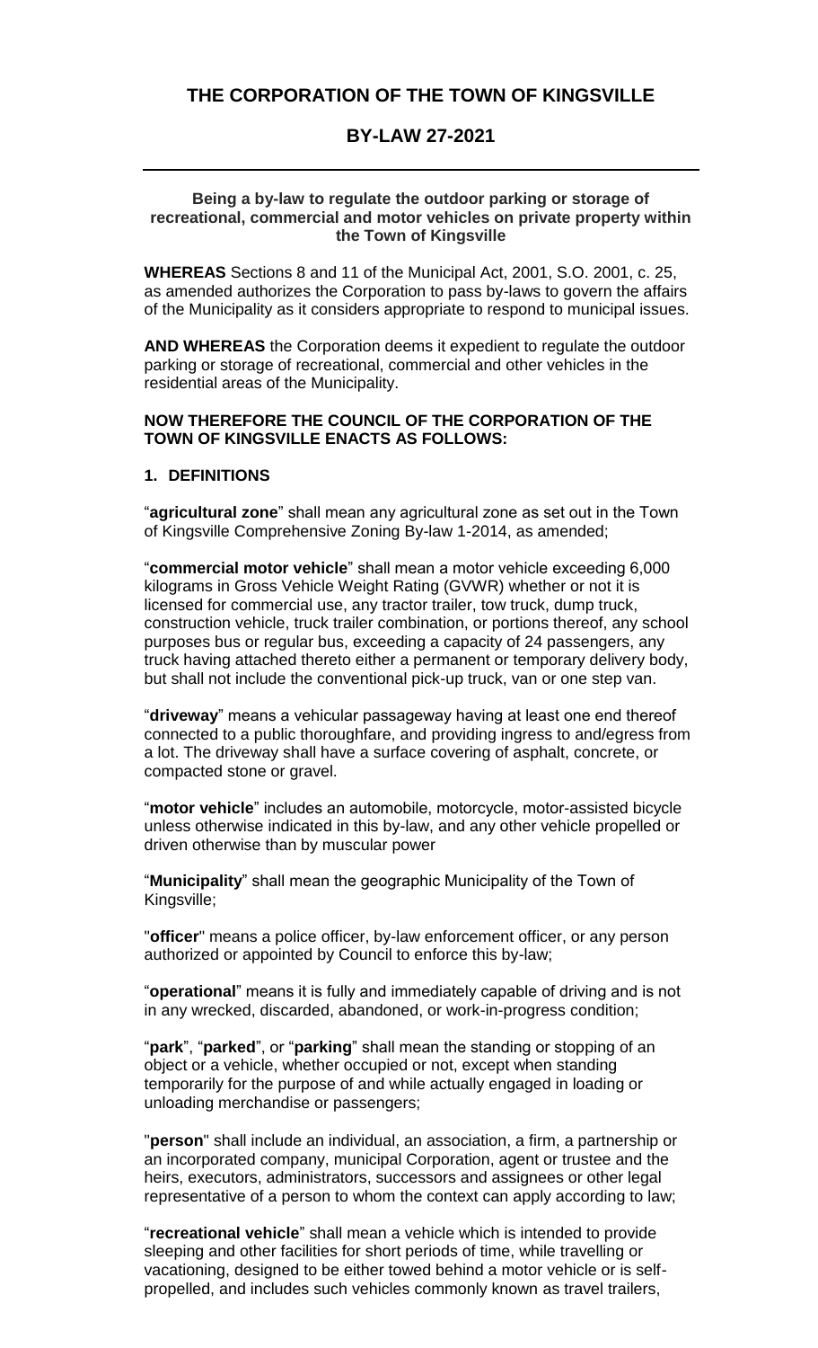# THE CORPORATION OF THE TOWN OF KINGSVILLE

## BY-LAW 27-2021

**Being a by-law to regulate the outdoor parking or storage of recreational, commercial and motor vehicles on private property within the Town of Kingsville**

**WHEREAS** Sections 8 and 11 of the Municipal Act, 2001, S.O. 2001, c. 25, as amended authorizes the Corporation to pass by-laws to govern the affairs of the Municipality as it considers appropriate to respond to municipal issues.

**AND WHEREAS** the Corporation deems it expedient to regulate the outdoor parking or storage of recreational, commercial and other vehicles in the residential areas of the Municipality.

**NOW THEREFORE THE COUNCIL OF THE CORPORATION OF THE TOWN OF KINGSVILLE ENACTS AS FOLLOWS:**

### 1. DEFINITIONS

"**agricultural zone**" shall mean any agricultural zone as set out in the Town of Kingsville Comprehensive Zoning By-law 1-2014, as amended;

"**commercial motor vehicle**" shall mean a motor vehicle exceeding 6,000 kilograms in Gross Vehicle Weight Rating (GVWR) whether or not it is licensed for commercial use, any tractor trailer, tow truck, dump truck, construction vehicle, truck trailer combination, or portions thereof, any school purposes bus or regular bus, exceeding a capacity of 24 passengers, any truck having attached thereto either a permanent or temporary delivery body, but shall not include the conventional pick-up truck, van or one step van.

"**driveway**" means a vehicular passageway having at least one end thereof connected to a public thoroughfare, and providing ingress to and/egress from a lot. The driveway shall have a surface covering of asphalt, concrete, or compacted stone or gravel.

"**motor vehicle**" includes an automobile, motorcycle, motor-assisted bicycle unless otherwise indicated in this by-law, and any other vehicle propelled or driven otherwise than by muscular power

"**Municipality**" shall mean the geographic Municipality of the Town of Kingsville;

"**officer**" means a police officer, by-law enforcement officer, or any person authorized or appointed by Council to enforce this by-law;

"**operational**" means it is fully and immediately capable of driving and is not in any wrecked, discarded, abandoned, or work-in-progress condition;

"**park**", "**parked**", or "**parking**" shall mean the standing or stopping of an object or a vehicle, whether occupied or not, except when standing temporarily for the purpose of and while actually engaged in loading or unloading merchandise or passengers;

"**person**" shall include an individual, an association, a firm, a partnership or an incorporated company, municipal Corporation, agent or trustee and the heirs, executors, administrators, successors and assignees or other legal representative of a person to whom the context can apply according to law;

"**recreational vehicle**" shall mean a vehicle which is intended to provide sleeping and other facilities for short periods of time, while travelling or vacationing, designed to be either towed behind a motor vehicle or is self-propelled, and includes such vehicles commonly known as travel trailers,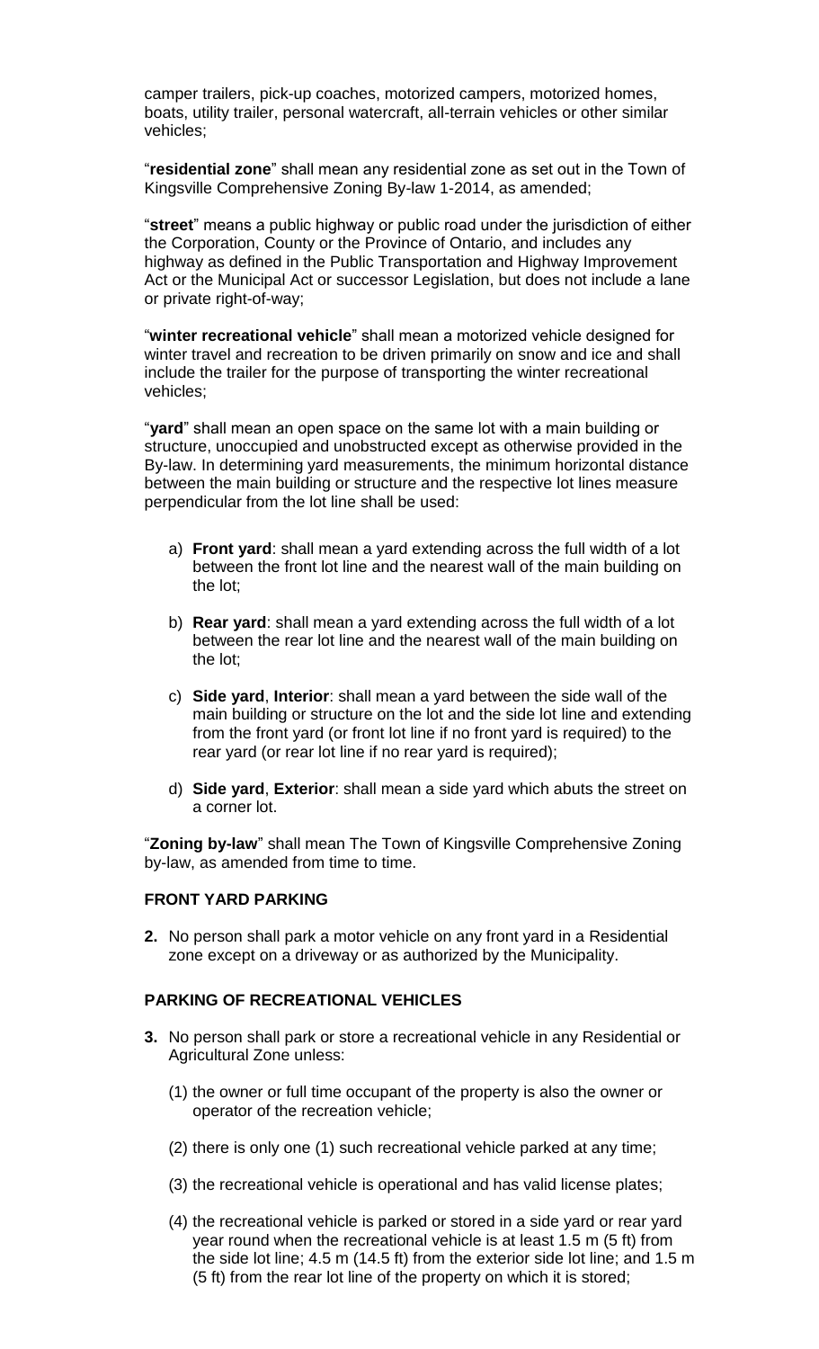camper trailers, pick-up coaches, motorized campers, motorized homes, boats, utility trailer, personal watercraft, all-terrain vehicles or other similar vehicles;

"**residential zone**" shall mean any residential zone as set out in the Town of Kingsville Comprehensive Zoning By-law 1-2014, as amended;

"**street**" means a public highway or public road under the jurisdiction of either the Corporation, County or the Province of Ontario, and includes any highway as defined in the Public Transportation and Highway Improvement Act or the Municipal Act or successor Legislation, but does not include a lane or private right-of-way;

"**winter recreational vehicle**" shall mean a motorized vehicle designed for winter travel and recreation to be driven primarily on snow and ice and shall include the trailer for the purpose of transporting the winter recreational vehicles;

"**yard**" shall mean an open space on the same lot with a main building or structure, unoccupied and unobstructed except as otherwise provided in the By-law. In determining yard measurements, the minimum horizontal distance between the main building or structure and the respective lot lines measure perpendicular from the lot line shall be used:

a) **Front yard**: shall mean a yard extending across the full width of a lot between the front lot line and the nearest wall of the main building on the lot;

b) **Rear yard**: shall mean a yard extending across the full width of a lot between the rear lot line and the nearest wall of the main building on the lot;

c) **Side yard**, **Interior**: shall mean a yard between the side wall of the main building or structure on the lot and the side lot line and extending from the front yard (or front lot line if no front yard is required) to the rear yard (or rear lot line if no rear yard is required);

d) **Side yard**, **Exterior**: shall mean a side yard which abuts the street on a corner lot.

"**Zoning by-law**" shall mean The Town of Kingsville Comprehensive Zoning by-law, as amended from time to time.

## FRONT YARD PARKING

**2.** No person shall park a motor vehicle on any front yard in a Residential zone except on a driveway or as authorized by the Municipality.

## PARKING OF RECREATIONAL VEHICLES

**3.** No person shall park or store a recreational vehicle in any Residential or Agricultural Zone unless:

(1) the owner or full time occupant of the property is also the owner or operator of the recreation vehicle;

(2) there is only one (1) such recreational vehicle parked at any time;

(3) the recreational vehicle is operational and has valid license plates;

(4) the recreational vehicle is parked or stored in a side yard or rear yard year round when the recreational vehicle is at least 1.5 m (5 ft) from the side lot line; 4.5 m (14.5 ft) from the exterior side lot line; and 1.5 m (5 ft) from the rear lot line of the property on which it is stored;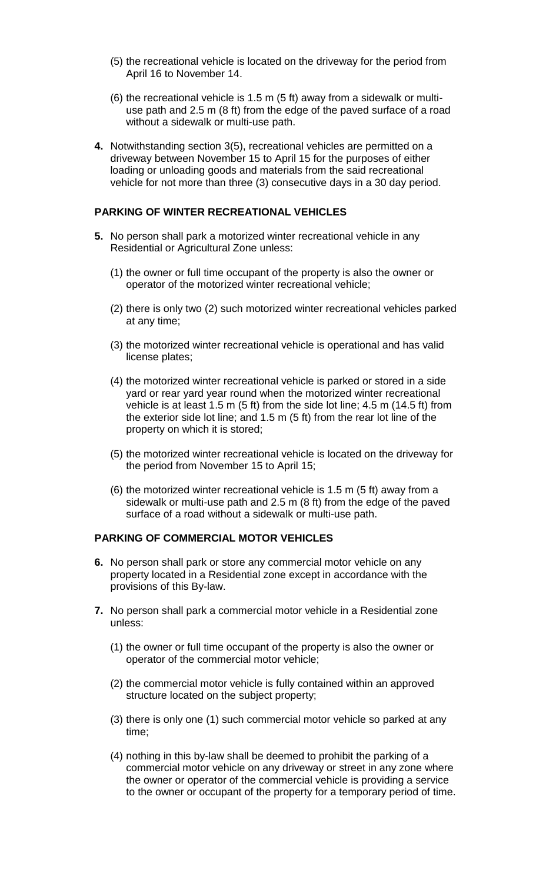(5) the recreational vehicle is located on the driveway for the period from April 16 to November 14.

(6) the recreational vehicle is 1.5 m (5 ft) away from a sidewalk or multi-use path and 2.5 m (8 ft) from the edge of the paved surface of a road without a sidewalk or multi-use path.

**4.** Notwithstanding section 3(5), recreational vehicles are permitted on a driveway between November 15 to April 15 for the purposes of either loading or unloading goods and materials from the said recreational vehicle for not more than three (3) consecutive days in a 30 day period.

### PARKING OF WINTER RECREATIONAL VEHICLES

**5.** No person shall park a motorized winter recreational vehicle in any Residential or Agricultural Zone unless:

(1) the owner or full time occupant of the property is also the owner or operator of the motorized winter recreational vehicle;

(2) there is only two (2) such motorized winter recreational vehicles parked at any time;

(3) the motorized winter recreational vehicle is operational and has valid license plates;

(4) the motorized winter recreational vehicle is parked or stored in a side yard or rear yard year round when the motorized winter recreational vehicle is at least 1.5 m (5 ft) from the side lot line; 4.5 m (14.5 ft) from the exterior side lot line; and 1.5 m (5 ft) from the rear lot line of the property on which it is stored;

(5) the motorized winter recreational vehicle is located on the driveway for the period from November 15 to April 15;

(6) the motorized winter recreational vehicle is 1.5 m (5 ft) away from a sidewalk or multi-use path and 2.5 m (8 ft) from the edge of the paved surface of a road without a sidewalk or multi-use path.

### PARKING OF COMMERCIAL MOTOR VEHICLES

**6.** No person shall park or store any commercial motor vehicle on any property located in a Residential zone except in accordance with the provisions of this By-law.

**7.** No person shall park a commercial motor vehicle in a Residential zone unless:

(1) the owner or full time occupant of the property is also the owner or operator of the commercial motor vehicle;

(2) the commercial motor vehicle is fully contained within an approved structure located on the subject property;

(3) there is only one (1) such commercial motor vehicle so parked at any time;

(4) nothing in this by-law shall be deemed to prohibit the parking of a commercial motor vehicle on any driveway or street in any zone where the owner or operator of the commercial vehicle is providing a service to the owner or occupant of the property for a temporary period of time.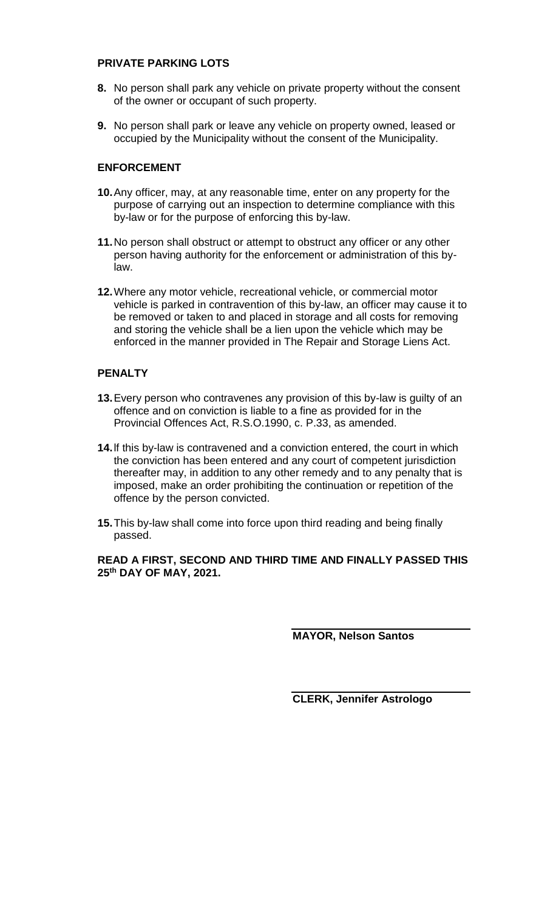## PRIVATE PARKING LOTS

**8.** No person shall park any vehicle on private property without the consent of the owner or occupant of such property.

**9.** No person shall park or leave any vehicle on property owned, leased or occupied by the Municipality without the consent of the Municipality.

## ENFORCEMENT

**10.** Any officer, may, at any reasonable time, enter on any property for the purpose of carrying out an inspection to determine compliance with this by-law or for the purpose of enforcing this by-law.

**11.** No person shall obstruct or attempt to obstruct any officer or any other person having authority for the enforcement or administration of this by-law.

**12.** Where any motor vehicle, recreational vehicle, or commercial motor vehicle is parked in contravention of this by-law, an officer may cause it to be removed or taken to and placed in storage and all costs for removing and storing the vehicle shall be a lien upon the vehicle which may be enforced in the manner provided in The Repair and Storage Liens Act.

## PENALTY

**13.** Every person who contravenes any provision of this by-law is guilty of an offence and on conviction is liable to a fine as provided for in the Provincial Offences Act, R.S.O.1990, c. P.33, as amended.

**14.** If this by-law is contravened and a conviction entered, the court in which the conviction has been entered and any court of competent jurisdiction thereafter may, in addition to any other remedy and to any penalty that is imposed, make an order prohibiting the continuation or repetition of the offence by the person convicted.

**15.** This by-law shall come into force upon third reading and being finally passed.

**READ A FIRST, SECOND AND THIRD TIME AND FINALLY PASSED THIS 25th DAY OF MAY, 2021.**

**MAYOR, Nelson Santos**

**CLERK, Jennifer Astrologo**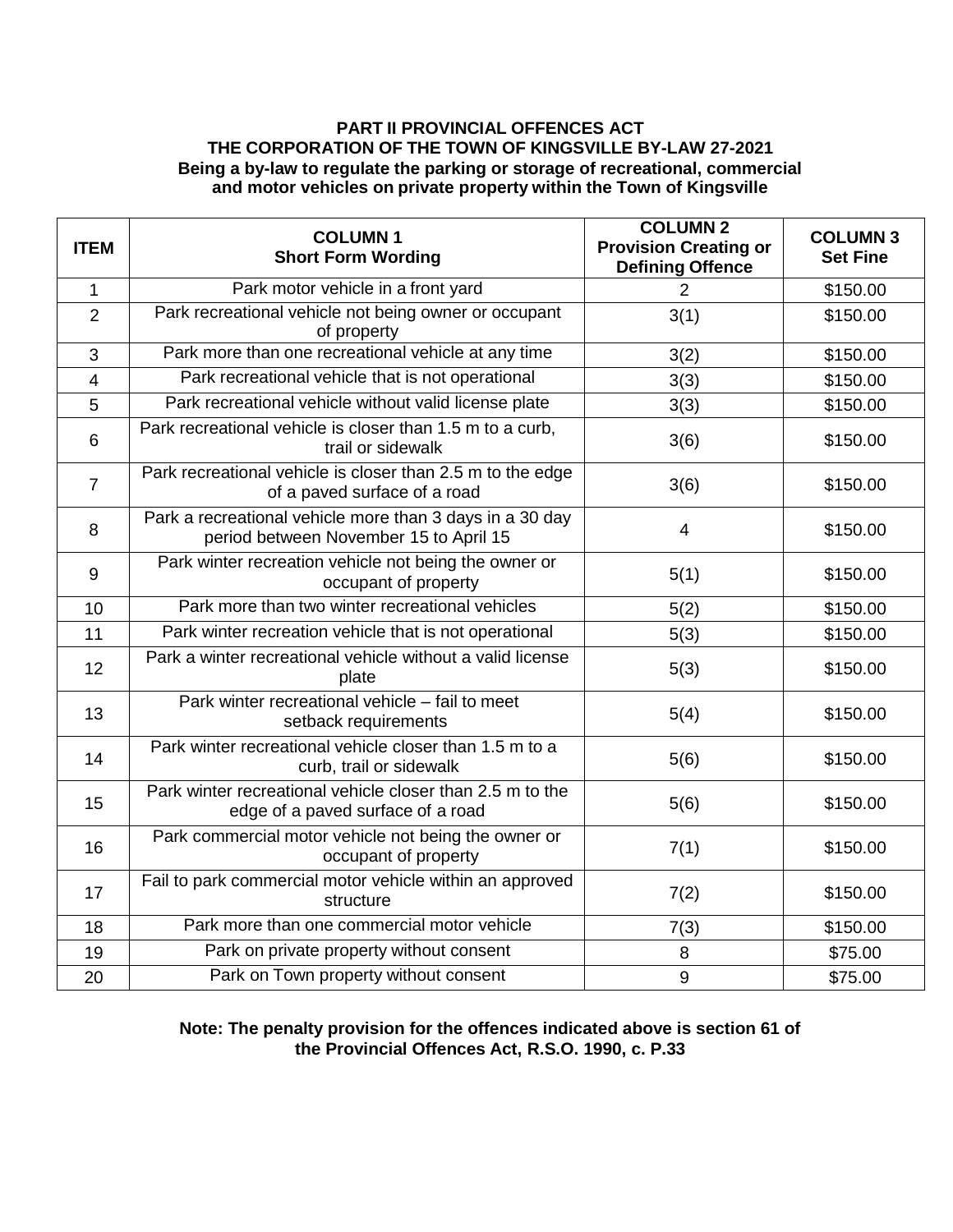**PART II PROVINCIAL OFFENCES ACT**
**THE CORPORATION OF THE TOWN OF KINGSVILLE BY-LAW 27-2021**
**Being a by-law to regulate the parking or storage of recreational, commercial and motor vehicles on private property within the Town of Kingsville**

| ITEM | COLUMN 1 Short Form Wording | COLUMN 2 Provision Creating or Defining Offence | COLUMN 3 Set Fine |
|---|---|---|---|
| 1 | Park motor vehicle in a front yard | 2 | $150.00 |
| 2 | Park recreational vehicle not being owner or occupant of property | 3(1) | $150.00 |
| 3 | Park more than one recreational vehicle at any time | 3(2) | $150.00 |
| 4 | Park recreational vehicle that is not operational | 3(3) | $150.00 |
| 5 | Park recreational vehicle without valid license plate | 3(3) | $150.00 |
| 6 | Park recreational vehicle is closer than 1.5 m to a curb, trail or sidewalk | 3(6) | $150.00 |
| 7 | Park recreational vehicle is closer than 2.5 m to the edge of a paved surface of a road | 3(6) | $150.00 |
| 8 | Park a recreational vehicle more than 3 days in a 30 day period between November 15 to April 15 | 4 | $150.00 |
| 9 | Park winter recreation vehicle not being the owner or occupant of property | 5(1) | $150.00 |
| 10 | Park more than two winter recreational vehicles | 5(2) | $150.00 |
| 11 | Park winter recreation vehicle that is not operational | 5(3) | $150.00 |
| 12 | Park a winter recreational vehicle without a valid license plate | 5(3) | $150.00 |
| 13 | Park winter recreational vehicle – fail to meet setback requirements | 5(4) | $150.00 |
| 14 | Park winter recreational vehicle closer than 1.5 m to a curb, trail or sidewalk | 5(6) | $150.00 |
| 15 | Park winter recreational vehicle closer than 2.5 m to the edge of a paved surface of a road | 5(6) | $150.00 |
| 16 | Park commercial motor vehicle not being the owner or occupant of property | 7(1) | $150.00 |
| 17 | Fail to park commercial motor vehicle within an approved structure | 7(2) | $150.00 |
| 18 | Park more than one commercial motor vehicle | 7(3) | $150.00 |
| 19 | Park on private property without consent | 8 | $75.00 |
| 20 | Park on Town property without consent | 9 | $75.00 |

**Note: The penalty provision for the offences indicated above is section 61 of the Provincial Offences Act, R.S.O. 1990, c. P.33**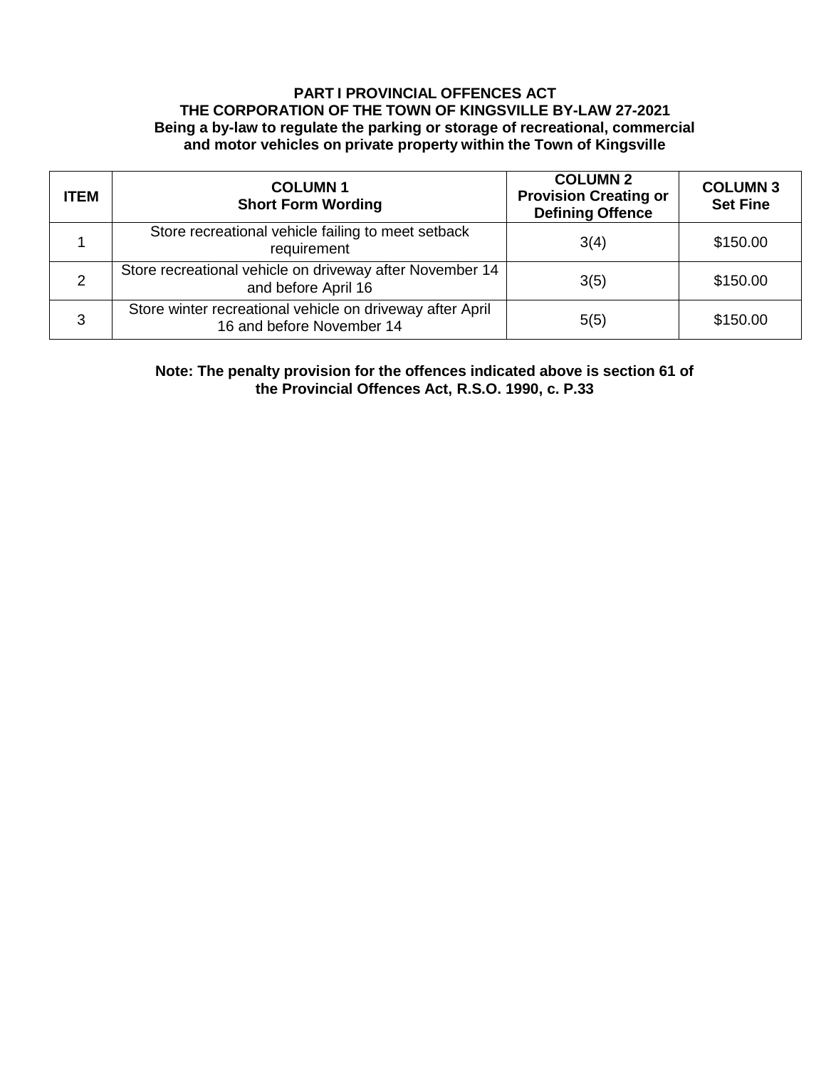**PART I PROVINCIAL OFFENCES ACT**
**THE CORPORATION OF THE TOWN OF KINGSVILLE BY-LAW 27-2021**
**Being a by-law to regulate the parking or storage of recreational, commercial and motor vehicles on private property within the Town of Kingsville**

| ITEM | COLUMN 1<br>Short Form Wording | COLUMN 2<br>Provision Creating or Defining Offence | COLUMN 3<br>Set Fine |
|---|---|---|---|
| 1 | Store recreational vehicle failing to meet setback requirement | 3(4) | $150.00 |
| 2 | Store recreational vehicle on driveway after November 14 and before April 16 | 3(5) | $150.00 |
| 3 | Store winter recreational vehicle on driveway after April 16 and before November 14 | 5(5) | $150.00 |

**Note: The penalty provision for the offences indicated above is section 61 of the Provincial Offences Act, R.S.O. 1990, c. P.33**